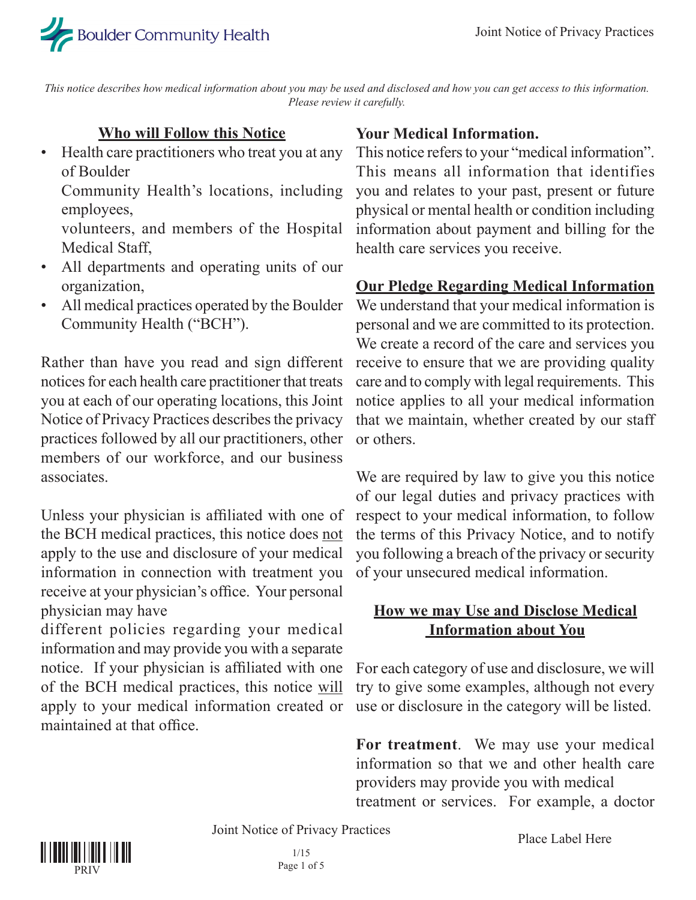*This notice describes how medical information about you may be used and disclosed and how you can get access to this information. Please review it carefully.*

## Who will Follow this Notice

- Health care practitioners who treat you at any of Boulder Community Health's locations, including employees, volunteers, and members of the Hospital Medical Staff,
- All departments and operating units of our organization,
- All medical practices operated by the Boulder Community Health ("BCH").

Rather than have you read and sign different notices for each health care practitioner that treats you at each of our operating locations, this Joint Notice of Privacy Practices describes the privacy practices followed by all our practitioners, other members of our workforce, and our business associates.

Unless your physician is affiliated with one of the BCH medical practices, this notice does not apply to the use and disclosure of your medical information in connection with treatment you receive at your physician's office. Your personal physician may have different policies regarding your medical information and may provide you with a separate notice. If your physician is affiliated with one of the BCH medical practices, this notice will apply to your medical information created or maintained at that office.

## Your Medical Information.

This notice refers to your "medical information". This means all information that identifies you and relates to your past, present or future physical or mental health or condition including information about payment and billing for the health care services you receive.

## Our Pledge Regarding Medical Information

We understand that your medical information is personal and we are committed to its protection. We create a record of the care and services you receive to ensure that we are providing quality care and to comply with legal requirements. This notice applies to all your medical information that we maintain, whether created by our staff or others.

We are required by law to give you this notice of our legal duties and privacy practices with respect to your medical information, to follow the terms of this Privacy Notice, and to notify you following a breach of the privacy or security of your unsecured medical information.

## How we may Use and Disclose Medical Information about You

For each category of use and disclosure, we will try to give some examples, although not every use or disclosure in the category will be listed.

**For treatment**. We may use your medical information so that we and other health care providers may provide you with medical treatment or services. For example, a doctor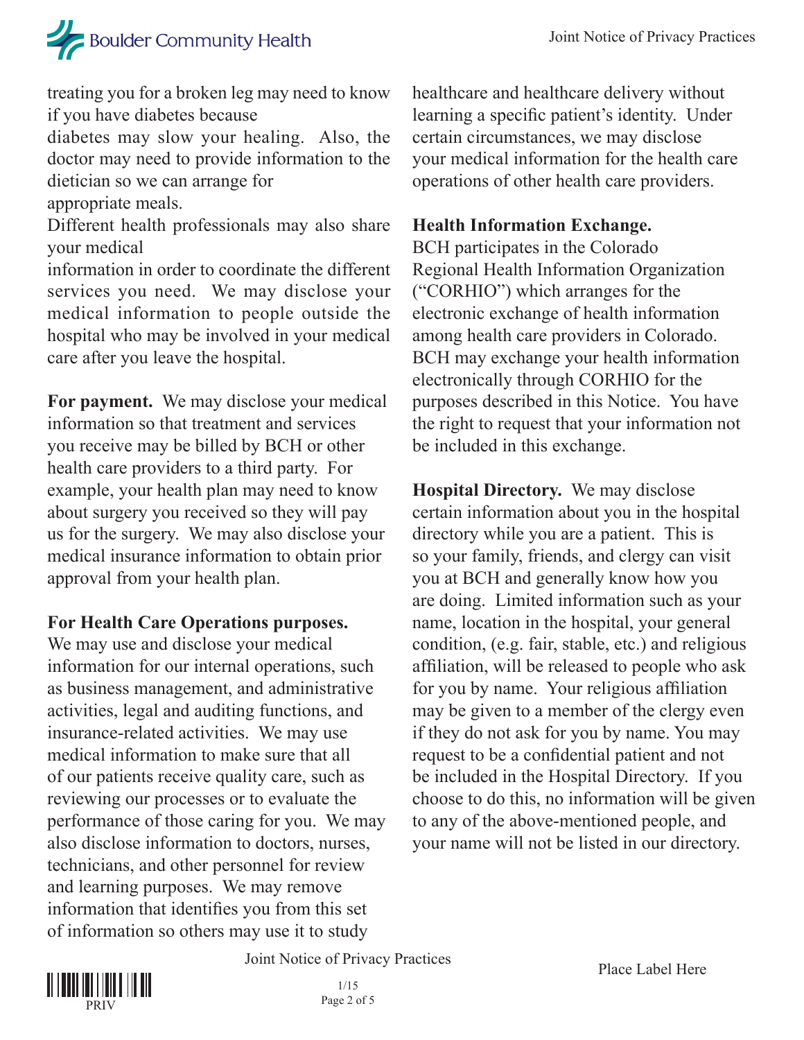treating you for a broken leg may need to know if you have diabetes because diabetes may slow your healing. Also, the doctor may need to provide information to the dietician so we can arrange for appropriate meals.

Different health professionals may also share your medical information in order to coordinate the different services you need. We may disclose your medical information to people outside the hospital who may be involved in your medical care after you leave the hospital.

**For payment.** We may disclose your medical information so that treatment and services you receive may be billed by BCH or other health care providers to a third party. For example, your health plan may need to know about surgery you received so they will pay us for the surgery. We may also disclose your medical insurance information to obtain prior approval from your health plan.

**For Health Care Operations purposes.** We may use and disclose your medical information for our internal operations, such as business management, and administrative activities, legal and auditing functions, and insurance-related activities. We may use medical information to make sure that all of our patients receive quality care, such as reviewing our processes or to evaluate the performance of those caring for you. We may also disclose information to doctors, nurses, technicians, and other personnel for review and learning purposes. We may remove information that identifies you from this set of information so others may use it to study healthcare and healthcare delivery without learning a specific patient's identity. Under certain circumstances, we may disclose your medical information for the health care operations of other health care providers.

**Health Information Exchange.** BCH participates in the Colorado Regional Health Information Organization ("CORHIO") which arranges for the electronic exchange of health information among health care providers in Colorado. BCH may exchange your health information electronically through CORHIO for the purposes described in this Notice. You have the right to request that your information not be included in this exchange.

**Hospital Directory.** We may disclose certain information about you in the hospital directory while you are a patient. This is so your family, friends, and clergy can visit you at BCH and generally know how you are doing. Limited information such as your name, location in the hospital, your general condition, (e.g. fair, stable, etc.) and religious affiliation, will be released to people who ask for you by name. Your religious affiliation may be given to a member of the clergy even if they do not ask for you by name. You may request to be a confidential patient and not be included in the Hospital Directory. If you choose to do this, no information will be given to any of the above-mentioned people, and your name will not be listed in our directory.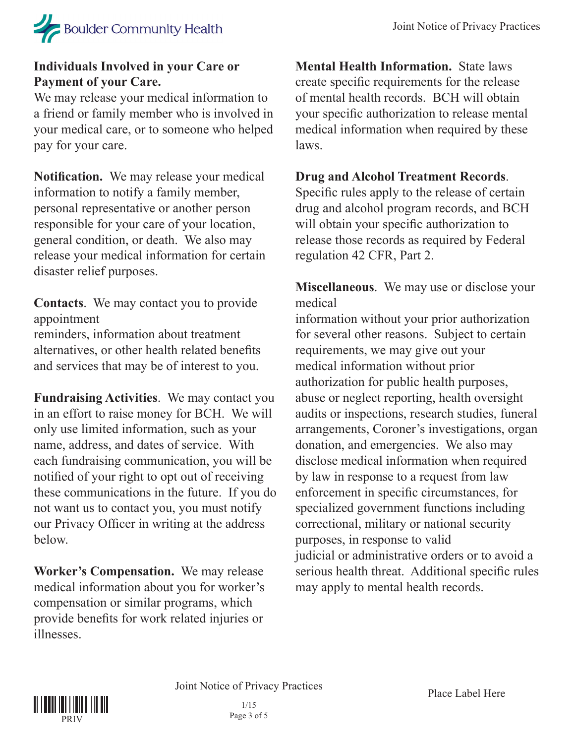**Individuals Involved in your Care or Payment of your Care.**
We may release your medical information to a friend or family member who is involved in your medical care, or to someone who helped pay for your care.

**Notification.** We may release your medical information to notify a family member, personal representative or another person responsible for your care of your location, general condition, or death. We also may release your medical information for certain disaster relief purposes.

**Contacts**. We may contact you to provide appointment reminders, information about treatment alternatives, or other health related benefits and services that may be of interest to you.

**Fundraising Activities**. We may contact you in an effort to raise money for BCH. We will only use limited information, such as your name, address, and dates of service. With each fundraising communication, you will be notified of your right to opt out of receiving these communications in the future. If you do not want us to contact you, you must notify our Privacy Officer in writing at the address below.

**Worker's Compensation.** We may release medical information about you for worker's compensation or similar programs, which provide benefits for work related injuries or illnesses.

**Mental Health Information.** State laws create specific requirements for the release of mental health records. BCH will obtain your specific authorization to release mental medical information when required by these laws.

**Drug and Alcohol Treatment Records**. Specific rules apply to the release of certain drug and alcohol program records, and BCH will obtain your specific authorization to release those records as required by Federal regulation 42 CFR, Part 2.

**Miscellaneous**. We may use or disclose your medical information without your prior authorization for several other reasons. Subject to certain requirements, we may give out your medical information without prior authorization for public health purposes, abuse or neglect reporting, health oversight audits or inspections, research studies, funeral arrangements, Coroner's investigations, organ donation, and emergencies. We also may disclose medical information when required by law in response to a request from law enforcement in specific circumstances, for specialized government functions including correctional, military or national security purposes, in response to valid judicial or administrative orders or to avoid a serious health threat. Additional specific rules may apply to mental health records.

PRIV

1/15

Place Label Here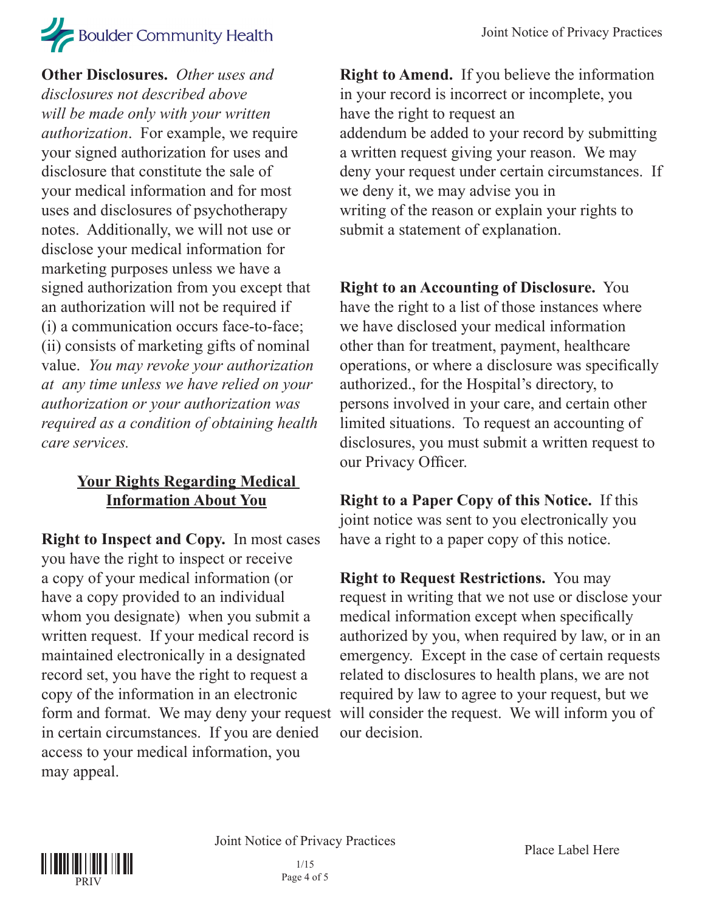**Other Disclosures.** *Other uses and disclosures not described above will be made only with your written authorization*. For example, we require your signed authorization for uses and disclosure that constitute the sale of your medical information and for most uses and disclosures of psychotherapy notes. Additionally, we will not use or disclose your medical information for marketing purposes unless we have a signed authorization from you except that an authorization will not be required if (i) a communication occurs face-to-face; (ii) consists of marketing gifts of nominal value. *You may revoke your authorization at any time unless we have relied on your authorization or your authorization was required as a condition of obtaining health care services.*

## Your Rights Regarding Medical Information About You

**Right to Inspect and Copy.** In most cases you have the right to inspect or receive a copy of your medical information (or have a copy provided to an individual whom you designate) when you submit a written request. If your medical record is maintained electronically in a designated record set, you have the right to request a copy of the information in an electronic form and format. We may deny your request in certain circumstances. If you are denied access to your medical information, you may appeal.

**Right to Amend.** If you believe the information in your record is incorrect or incomplete, you have the right to request an addendum be added to your record by submitting a written request giving your reason. We may deny your request under certain circumstances. If we deny it, we may advise you in writing of the reason or explain your rights to submit a statement of explanation.

**Right to an Accounting of Disclosure.** You have the right to a list of those instances where we have disclosed your medical information other than for treatment, payment, healthcare operations, or where a disclosure was specifically authorized., for the Hospital's directory, to persons involved in your care, and certain other limited situations. To request an accounting of disclosures, you must submit a written request to our Privacy Officer.

**Right to a Paper Copy of this Notice.** If this joint notice was sent to you electronically you have a right to a paper copy of this notice.

**Right to Request Restrictions.** You may request in writing that we not use or disclose your medical information except when specifically authorized by you, when required by law, or in an emergency. Except in the case of certain requests related to disclosures to health plans, we are not required by law to agree to your request, but we will consider the request. We will inform you of our decision.

Place Label Here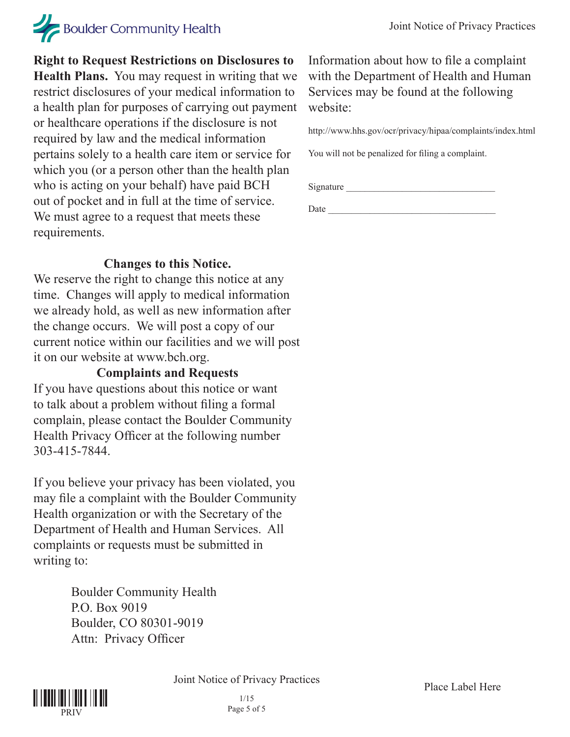**Right to Request Restrictions on Disclosures to Health Plans.** You may request in writing that we restrict disclosures of your medical information to a health plan for purposes of carrying out payment or healthcare operations if the disclosure is not required by law and the medical information pertains solely to a health care item or service for which you (or a person other than the health plan who is acting on your behalf) have paid BCH out of pocket and in full at the time of service. We must agree to a request that meets these requirements.

## Changes to this Notice.

We reserve the right to change this notice at any time. Changes will apply to medical information we already hold, as well as new information after the change occurs. We will post a copy of our current notice within our facilities and we will post it on our website at www.bch.org.

## Complaints and Requests

If you have questions about this notice or want to talk about a problem without filing a formal complain, please contact the Boulder Community Health Privacy Officer at the following number 303-415-7844.

If you believe your privacy has been violated, you may file a complaint with the Boulder Community Health organization or with the Secretary of the Department of Health and Human Services. All complaints or requests must be submitted in writing to:

Boulder Community Health
P.O. Box 9019
Boulder, CO 80301-9019
Attn: Privacy Officer

Information about how to file a complaint with the Department of Health and Human Services may be found at the following website:

http://www.hhs.gov/ocr/privacy/hipaa/complaints/index.html

You will not be penalized for filing a complaint.

Signature ______________________________

Date ___________________________________

PRIV

Place Label Here

1/15